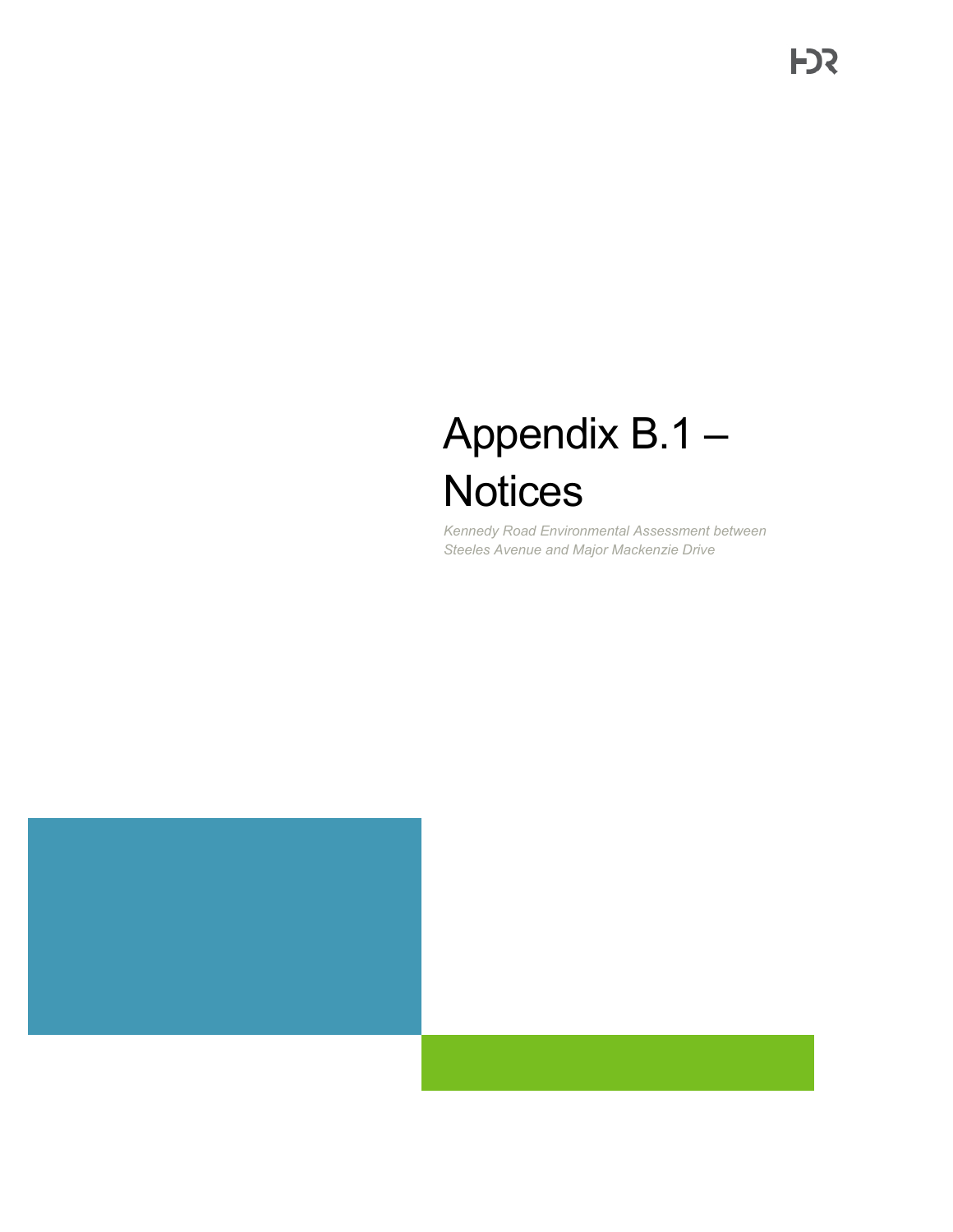# Appendix B.1 – Notices

*Kennedy Road Environmental Assessment between Steeles Avenue and Major Mackenzie Drive*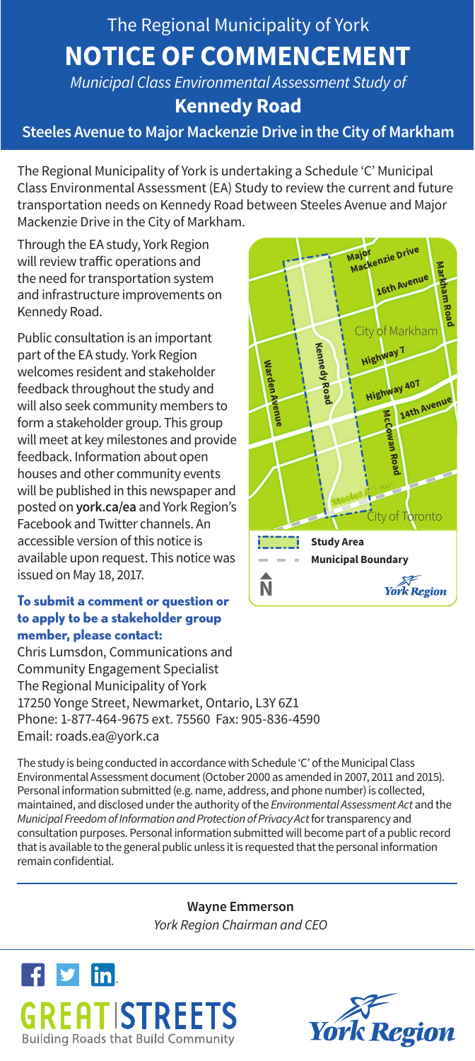The Regional Municipality of York

# NOTICE OF COMMENCEMENT

*Municipal Class Environmental Assessment Study of*

## Kennedy Road

### Steeles Avenue to Major Mackenzie Drive in the City of Markham

The Regional Municipality of York is undertaking a Schedule 'C' Municipal Class Environmental Assessment (EA) Study to review the current and future transportation needs on Kennedy Road between Steeles Avenue and Major Mackenzie Drive in the City of Markham.

Through the EA study, York Region will review traffic operations and the need for transportation system and infrastructure improvements on Kennedy Road.

Public consultation is an important part of the EA study. York Region welcomes resident and stakeholder feedback throughout the study and will also seek community members to form a stakeholder group. This group will meet at key milestones and provide feedback. Information about open houses and other community events will be published in this newspaper and posted on **york.ca/ea** and York Region's Facebook and Twitter channels. An accessible version of this notice is available upon request. This notice was issued on May 18, 2017.

**To submit a comment or question or to apply to be a stakeholder group member, please contact:**

Chris Lumsdon, Communications and Community Engagement Specialist
The Regional Municipality of York
17250 Yonge Street, Newmarket, Ontario, L3Y 6Z1
Phone: 1-877-464-9675 ext. 75560 Fax: 905-836-4590
Email: roads.ea@york.ca

The study is being conducted in accordance with Schedule 'C' of the Municipal Class Environmental Assessment document (October 2000 as amended in 2007, 2011 and 2015). Personal information submitted (e.g. name, address, and phone number) is collected, maintained, and disclosed under the authority of the *Environmental Assessment Act* and the *Municipal Freedom of Information and Protection of Privacy Act* for transparency and consultation purposes. Personal information submitted will become part of a public record that is available to the general public unless it is requested that the personal information remain confidential.

**Wayne Emmerson**
*York Region Chairman and CEO*

GREAT STREETS
Building Roads that Build Community

York Region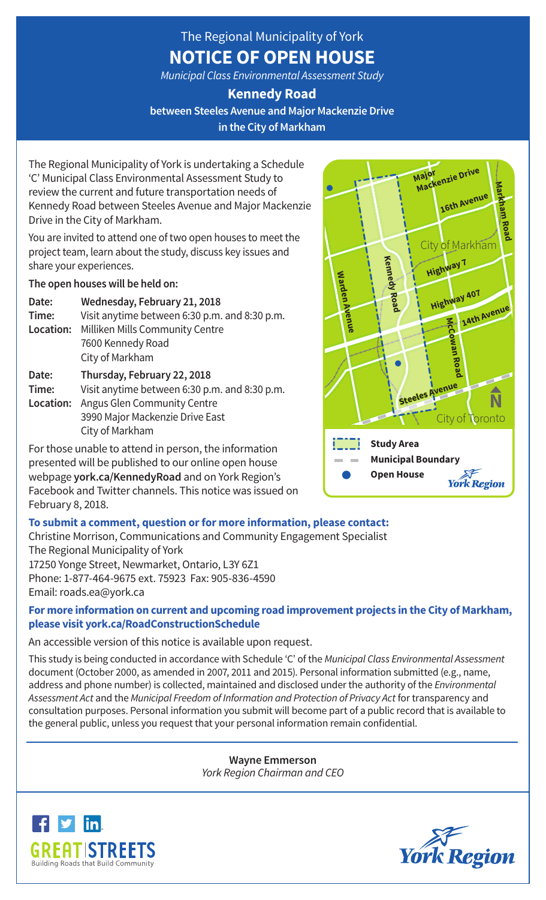The Regional Municipality of York

# NOTICE OF OPEN HOUSE

*Municipal Class Environmental Assessment Study*

## Kennedy Road

**between Steeles Avenue and Major Mackenzie Drive**

**in the City of Markham**

The Regional Municipality of York is undertaking a Schedule 'C' Municipal Class Environmental Assessment Study to review the current and future transportation needs of Kennedy Road between Steeles Avenue and Major Mackenzie Drive in the City of Markham.

You are invited to attend one of two open houses to meet the project team, learn about the study, discuss key issues and share your experiences.

**The open houses will be held on:**

**Date:** **Wednesday, February 21, 2018**
**Time:** Visit anytime between 6:30 p.m. and 8:30 p.m.
**Location:** Milliken Mills Community Centre
7600 Kennedy Road
City of Markham

**Date:** **Thursday, February 22, 2018**
**Time:** Visit anytime between 6:30 p.m. and 8:30 p.m.
**Location:** Angus Glen Community Centre
3990 Major Mackenzie Drive East
City of Markham

For those unable to attend in person, the information presented will be published to our online open house webpage **york.ca/KennedyRoad** and on York Region's Facebook and Twitter channels. This notice was issued on February 8, 2018.

Study Area
Municipal Boundary
Open House

**To submit a comment, question or for more information, please contact:**

Christine Morrison, Communications and Community Engagement Specialist
The Regional Municipality of York
17250 Yonge Street, Newmarket, Ontario, L3Y 6Z1
Phone: 1-877-464-9675 ext. 75923 Fax: 905-836-4590
Email: roads.ea@york.ca

**For more information on current and upcoming road improvement projects in the City of Markham, please visit york.ca/RoadConstructionSchedule**

An accessible version of this notice is available upon request.

This study is being conducted in accordance with Schedule 'C' of the *Municipal Class Environmental Assessment* document (October 2000, as amended in 2007, 2011 and 2015). Personal information submitted (e.g., name, address and phone number) is collected, maintained and disclosed under the authority of the *Environmental Assessment Act* and the *Municipal Freedom of Information and Protection of Privacy Act* for transparency and consultation purposes. Personal information you submit will become part of a public record that is available to the general public, unless you request that your personal information remain confidential.

**Wayne Emmerson**
*York Region Chairman and CEO*

GREAT STREETS
Building Roads that Build Community

York Region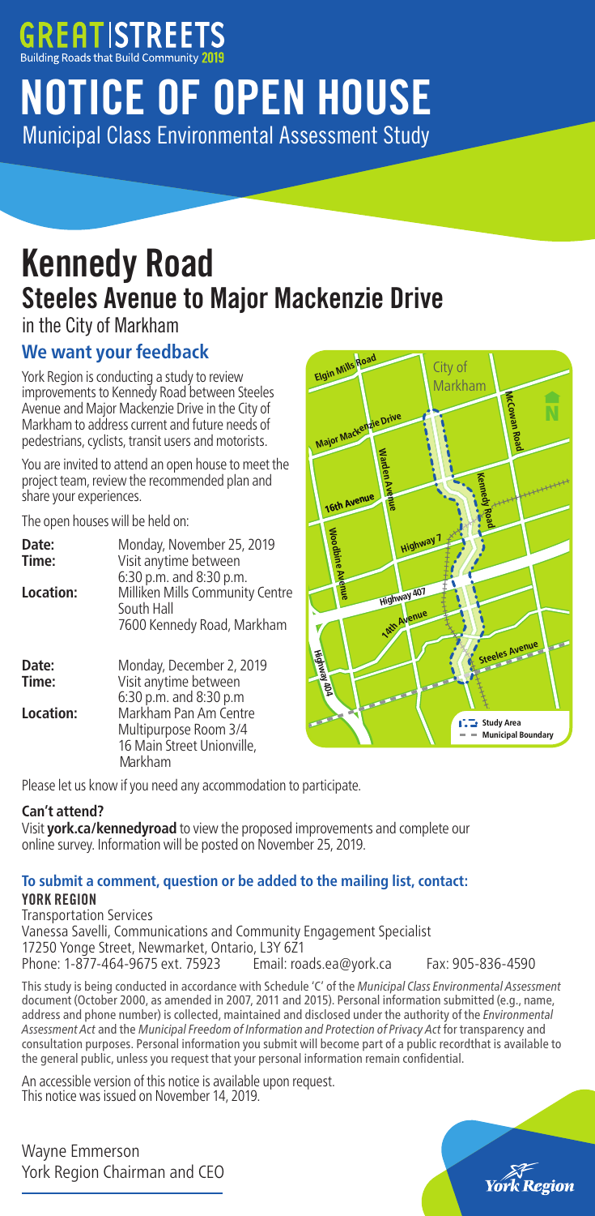# GREAT STREETS

Building Roads that Build Community 2019

# NOTICE OF OPEN HOUSE

Municipal Class Environmental Assessment Study

# Kennedy Road

## Steeles Avenue to Major Mackenzie Drive

in the City of Markham

### We want your feedback

York Region is conducting a study to review improvements to Kennedy Road between Steeles Avenue and Major Mackenzie Drive in the City of Markham to address current and future needs of pedestrians, cyclists, transit users and motorists.

You are invited to attend an open house to meet the project team, review the recommended plan and share your experiences.

The open houses will be held on:

**Date:** Monday, November 25, 2019
**Time:** Visit anytime between 6:30 p.m. and 8:30 p.m.
**Location:** Milliken Mills Community Centre South Hall 7600 Kennedy Road, Markham

**Date:** Monday, December 2, 2019
**Time:** Visit anytime between 6:30 p.m. and 8:30 p.m
**Location:** Markham Pan Am Centre Multipurpose Room 3/4 16 Main Street Unionville, Markham

Elgin Mills Road
City of Markham
McCowan Road
N
Major Mackenzie Drive
Warden Avenue
Kennedy Road
16th Avenue
Woodbine Avenue
Highway 7
Highway 407
14th Avenue
Steeles Avenue
Highway 404
Study Area
Municipal Boundary

Please let us know if you need any accommodation to participate.

**Can't attend?**

Visit **york.ca/kennedyroad** to view the proposed improvements and complete our online survey. Information will be posted on November 25, 2019.

### To submit a comment, question or be added to the mailing list, contact:

**YORK REGION**

Transportation Services
Vanessa Savelli, Communications and Community Engagement Specialist
17250 Yonge Street, Newmarket, Ontario, L3Y 6Z1
Phone: 1-877-464-9675 ext. 75923 Email: roads.ea@york.ca Fax: 905-836-4590

This study is being conducted in accordance with Schedule 'C' of the *Municipal Class Environmental Assessment* document (October 2000, as amended in 2007, 2011 and 2015). Personal information submitted (e.g., name, address and phone number) is collected, maintained and disclosed under the authority of the *Environmental Assessment Act* and the *Municipal Freedom of Information and Protection of Privacy Act* for transparency and consultation purposes. Personal information you submit will become part of a public recordthat is available to the general public, unless you request that your personal information remain confidential.

An accessible version of this notice is available upon request.
This notice was issued on November 14, 2019.

Wayne Emmerson
York Region Chairman and CEO

York Region